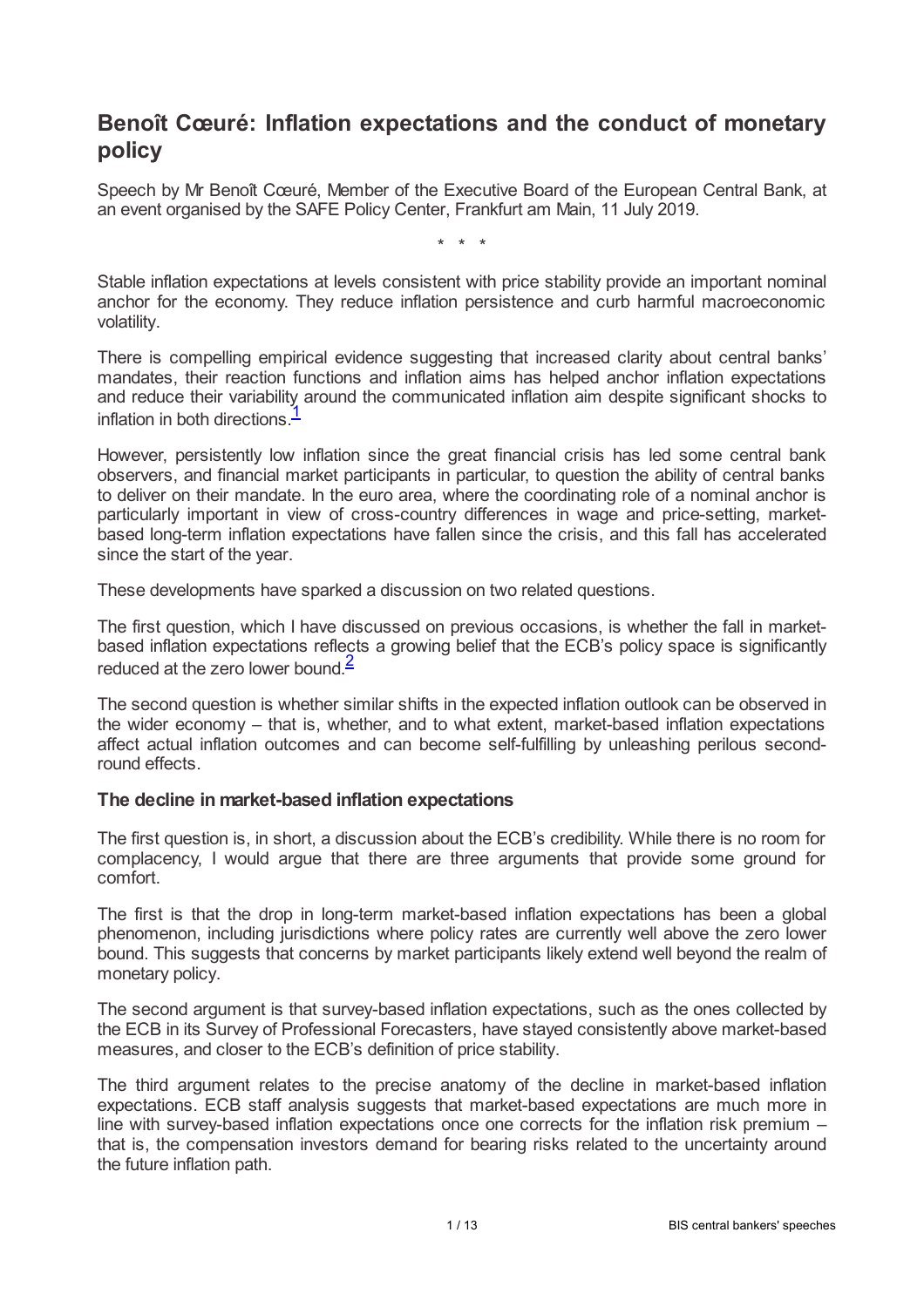# Benoît Cœuré: Inflation expectations and the conduct of monetary policy

Speech by Mr Benoît Cœuré, Member of the Executive Board of the European Central Bank, at an event organised by the SAFE Policy Center, Frankfurt am Main, 11 July 2019.

\* \* \*

Stable inflation expectations at levels consistent with price stability provide an important nominal anchor for the economy. They reduce inflation persistence and curb harmful macroeconomic volatility.

There is compelling empirical evidence suggesting that increased clarity about central banks' mandates, their reaction functions and inflation aims has helped anchor inflation expectations and reduce their variability around the communicated inflation aim despite significant shocks to inflation in both directions.[1]

However, persistently low inflation since the great financial crisis has led some central bank observers, and financial market participants in particular, to question the ability of central banks to deliver on their mandate. In the euro area, where the coordinating role of a nominal anchor is particularly important in view of cross-country differences in wage and price-setting, market-based long-term inflation expectations have fallen since the crisis, and this fall has accelerated since the start of the year.

These developments have sparked a discussion on two related questions.

The first question, which I have discussed on previous occasions, is whether the fall in market-based inflation expectations reflects a growing belief that the ECB's policy space is significantly reduced at the zero lower bound.[2]

The second question is whether similar shifts in the expected inflation outlook can be observed in the wider economy – that is, whether, and to what extent, market-based inflation expectations affect actual inflation outcomes and can become self-fulfilling by unleashing perilous second-round effects.

## The decline in market-based inflation expectations

The first question is, in short, a discussion about the ECB's credibility. While there is no room for complacency, I would argue that there are three arguments that provide some ground for comfort.

The first is that the drop in long-term market-based inflation expectations has been a global phenomenon, including jurisdictions where policy rates are currently well above the zero lower bound. This suggests that concerns by market participants likely extend well beyond the realm of monetary policy.

The second argument is that survey-based inflation expectations, such as the ones collected by the ECB in its Survey of Professional Forecasters, have stayed consistently above market-based measures, and closer to the ECB's definition of price stability.

The third argument relates to the precise anatomy of the decline in market-based inflation expectations. ECB staff analysis suggests that market-based expectations are much more in line with survey-based inflation expectations once one corrects for the inflation risk premium – that is, the compensation investors demand for bearing risks related to the uncertainty around the future inflation path.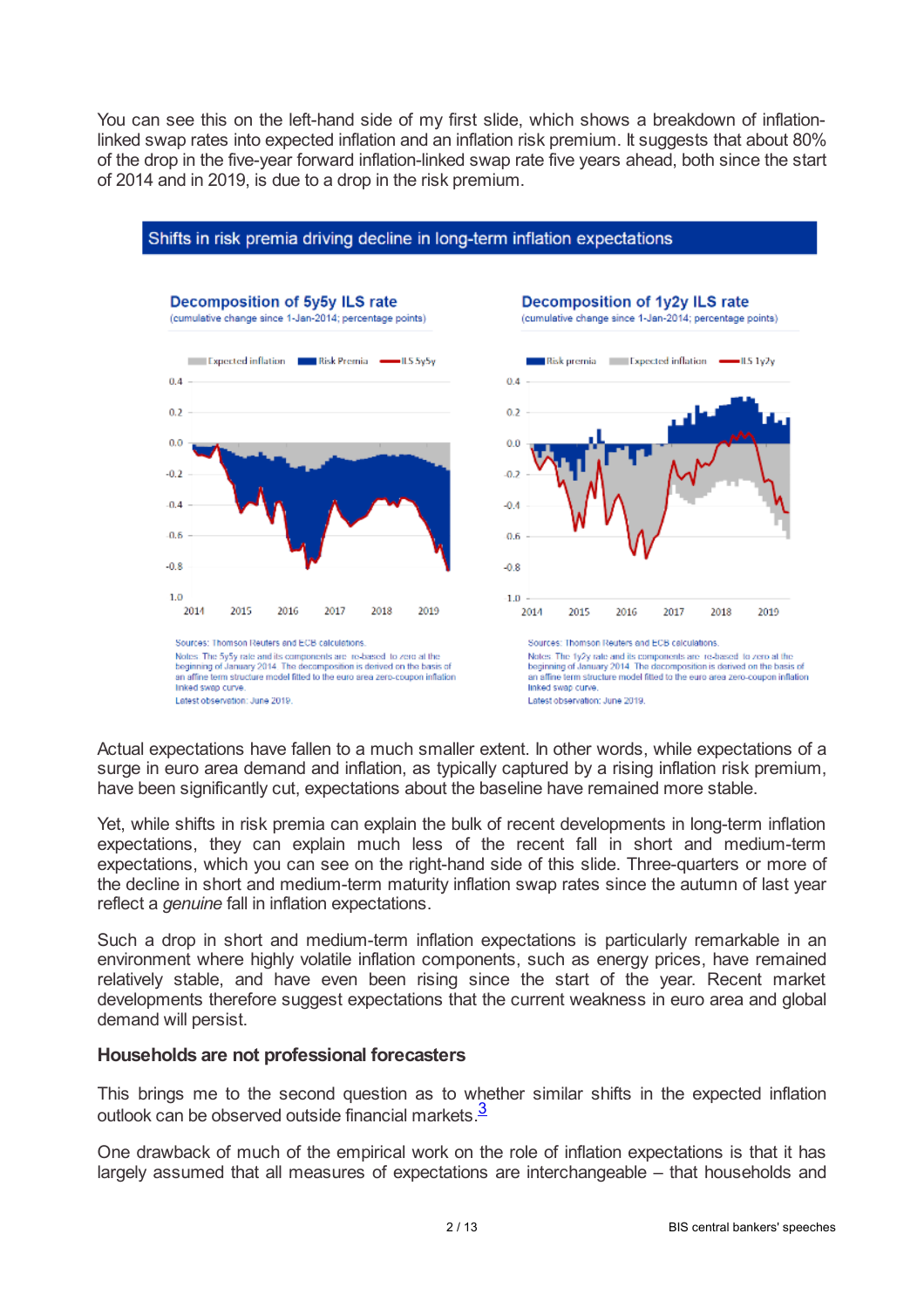You can see this on the left-hand side of my first slide, which shows a breakdown of inflation-linked swap rates into expected inflation and an inflation risk premium. It suggests that about 80% of the drop in the five-year forward inflation-linked swap rate five years ahead, both since the start of 2014 and in 2019, is due to a drop in the risk premium.

**Shifts in risk premia driving decline in long-term inflation expectations**

**Decomposition of 5y5y ILS rate**
(cumulative change since 1-Jan-2014; percentage points)

Sources: Thomson Reuters and ECB calculations.
Notes: The 5y5y rate and its components are re-based to zero at the beginning of January 2014. The decomposition is derived on the basis of an affine term structure model fitted to the euro area zero-coupon inflation linked swap curve.
Latest observation: June 2019.

**Decomposition of 1y2y ILS rate**
(cumulative change since 1-Jan-2014; percentage points)

Sources: Thomson Reuters and ECB calculations.
Notes: The 1y2y rate and its components are re-based to zero at the beginning of January 2014. The decomposition is derived on the basis of an affine term structure model fitted to the euro area zero-coupon inflation linked swap curve.
Latest observation: June 2019.

Actual expectations have fallen to a much smaller extent. In other words, while expectations of a surge in euro area demand and inflation, as typically captured by a rising inflation risk premium, have been significantly cut, expectations about the baseline have remained more stable.

Yet, while shifts in risk premia can explain the bulk of recent developments in long-term inflation expectations, they can explain much less of the recent fall in short and medium-term expectations, which you can see on the right-hand side of this slide. Three-quarters or more of the decline in short and medium-term maturity inflation swap rates since the autumn of last year reflect a *genuine* fall in inflation expectations.

Such a drop in short and medium-term inflation expectations is particularly remarkable in an environment where highly volatile inflation components, such as energy prices, have remained relatively stable, and have even been rising since the start of the year. Recent market developments therefore suggest expectations that the current weakness in euro area and global demand will persist.

### Households are not professional forecasters

This brings me to the second question as to whether similar shifts in the expected inflation outlook can be observed outside financial markets.[3]

One drawback of much of the empirical work on the role of inflation expectations is that it has largely assumed that all measures of expectations are interchangeable – that households and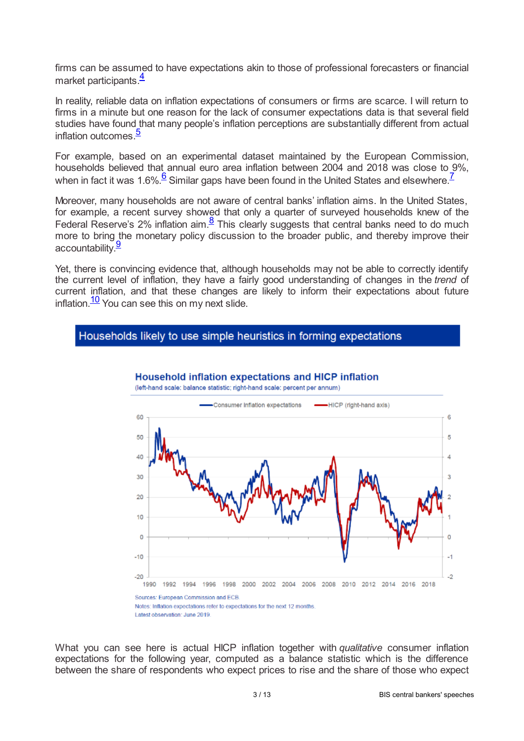firms can be assumed to have expectations akin to those of professional forecasters or financial market participants.[4]

In reality, reliable data on inflation expectations of consumers or firms are scarce. I will return to firms in a minute but one reason for the lack of consumer expectations data is that several field studies have found that many people's inflation perceptions are substantially different from actual inflation outcomes.[5]

For example, based on an experimental dataset maintained by the European Commission, households believed that annual euro area inflation between 2004 and 2018 was close to 9%, when in fact it was 1.6%.[6] Similar gaps have been found in the United States and elsewhere.[7]

Moreover, many households are not aware of central banks' inflation aims. In the United States, for example, a recent survey showed that only a quarter of surveyed households knew of the Federal Reserve's 2% inflation aim.[8] This clearly suggests that central banks need to do much more to bring the monetary policy discussion to the broader public, and thereby improve their accountability.[9]

Yet, there is convincing evidence that, although households may not be able to correctly identify the current level of inflation, they have a fairly good understanding of changes in the *trend* of current inflation, and that these changes are likely to inform their expectations about future inflation.[10] You can see this on my next slide.

**Households likely to use simple heuristics in forming expectations**

**Household inflation expectations and HICP inflation**

(left-hand scale: balance statistic; right-hand scale: percent per annum)

Sources: European Commission and ECB.

Notes: Inflation expectations refer to expectations for the next 12 months.

Latest observation: June 2019.

What you can see here is actual HICP inflation together with *qualitative* consumer inflation expectations for the following year, computed as a balance statistic which is the difference between the share of respondents who expect prices to rise and the share of those who expect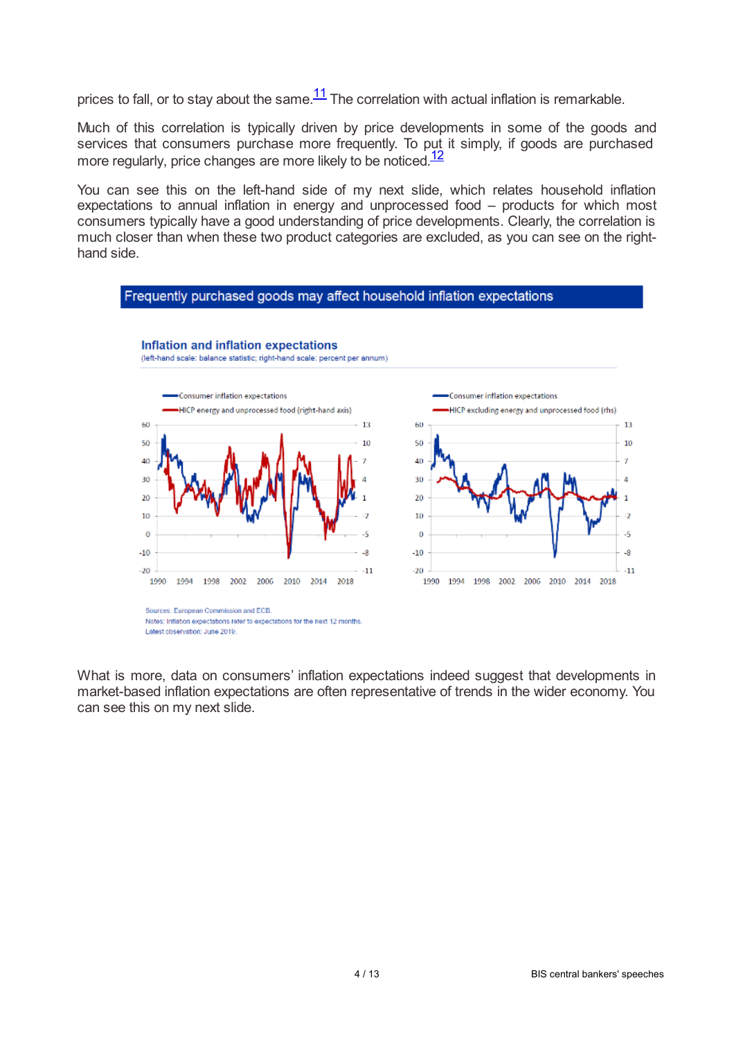prices to fall, or to stay about the same.[11] The correlation with actual inflation is remarkable.

Much of this correlation is typically driven by price developments in some of the goods and services that consumers purchase more frequently. To put it simply, if goods are purchased more regularly, price changes are more likely to be noticed.[12]

You can see this on the left-hand side of my next slide, which relates household inflation expectations to annual inflation in energy and unprocessed food – products for which most consumers typically have a good understanding of price developments. Clearly, the correlation is much closer than when these two product categories are excluded, as you can see on the right-hand side.

**Frequently purchased goods may affect household inflation expectations**

**Inflation and inflation expectations**
(left-hand scale: balance statistic; right-hand scale: percent per annum)

Sources: European Commission and ECB.
Notes: Inflation expectations refer to expectations for the next 12 months.
Latest observation: June 2019.

What is more, data on consumers' inflation expectations indeed suggest that developments in market-based inflation expectations are often representative of trends in the wider economy. You can see this on my next slide.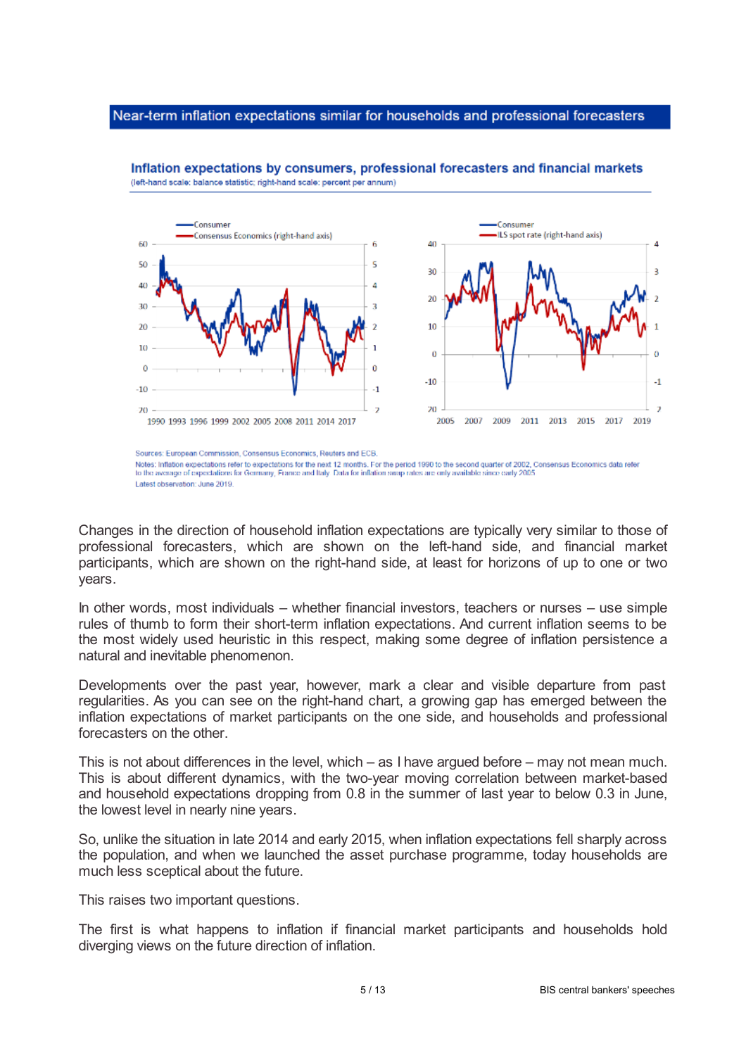## Near-term inflation expectations similar for households and professional forecasters

**Inflation expectations by consumers, professional forecasters and financial markets**
(left-hand scale: balance statistic; right-hand scale: percent per annum)

Sources: European Commission, Consensus Economics, Reuters and ECB.
Notes: Inflation expectations refer to expectations for the next 12 months. For the period 1990 to the second quarter of 2002, Consensus Economics data refer to the average of expectations for Germany, France and Italy. Data for inflation swap rates are only available since early 2005.
Latest observation: June 2019.

Changes in the direction of household inflation expectations are typically very similar to those of professional forecasters, which are shown on the left-hand side, and financial market participants, which are shown on the right-hand side, at least for horizons of up to one or two years.

In other words, most individuals – whether financial investors, teachers or nurses – use simple rules of thumb to form their short-term inflation expectations. And current inflation seems to be the most widely used heuristic in this respect, making some degree of inflation persistence a natural and inevitable phenomenon.

Developments over the past year, however, mark a clear and visible departure from past regularities. As you can see on the right-hand chart, a growing gap has emerged between the inflation expectations of market participants on the one side, and households and professional forecasters on the other.

This is not about differences in the level, which – as I have argued before – may not mean much. This is about different dynamics, with the two-year moving correlation between market-based and household expectations dropping from 0.8 in the summer of last year to below 0.3 in June, the lowest level in nearly nine years.

So, unlike the situation in late 2014 and early 2015, when inflation expectations fell sharply across the population, and when we launched the asset purchase programme, today households are much less sceptical about the future.

This raises two important questions.

The first is what happens to inflation if financial market participants and households hold diverging views on the future direction of inflation.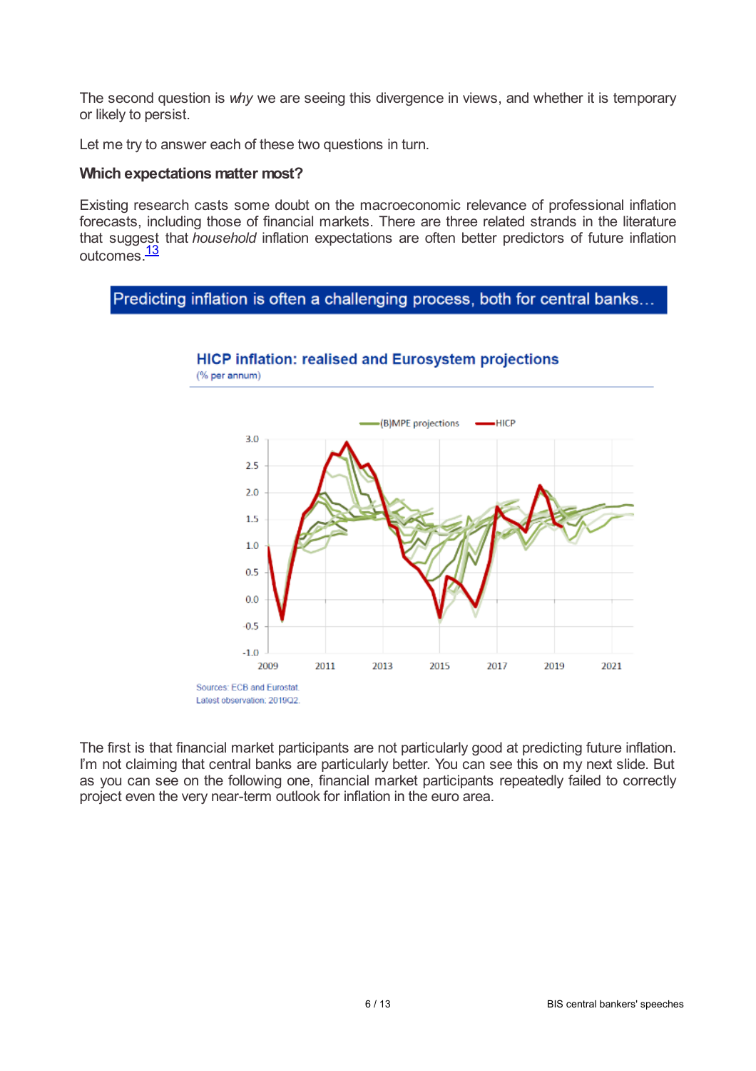The second question is *why* we are seeing this divergence in views, and whether it is temporary or likely to persist.

Let me try to answer each of these two questions in turn.

**Which expectations matter most?**

Existing research casts some doubt on the macroeconomic relevance of professional inflation forecasts, including those of financial markets. There are three related strands in the literature that suggest that *household* inflation expectations are often better predictors of future inflation outcomes.[13]

Predicting inflation is often a challenging process, both for central banks…

**HICP inflation: realised and Eurosystem projections**

(% per annum)

Sources: ECB and Eurostat.
Latest observation: 2019Q2.

The first is that financial market participants are not particularly good at predicting future inflation. I'm not claiming that central banks are particularly better. You can see this on my next slide. But as you can see on the following one, financial market participants repeatedly failed to correctly project even the very near-term outlook for inflation in the euro area.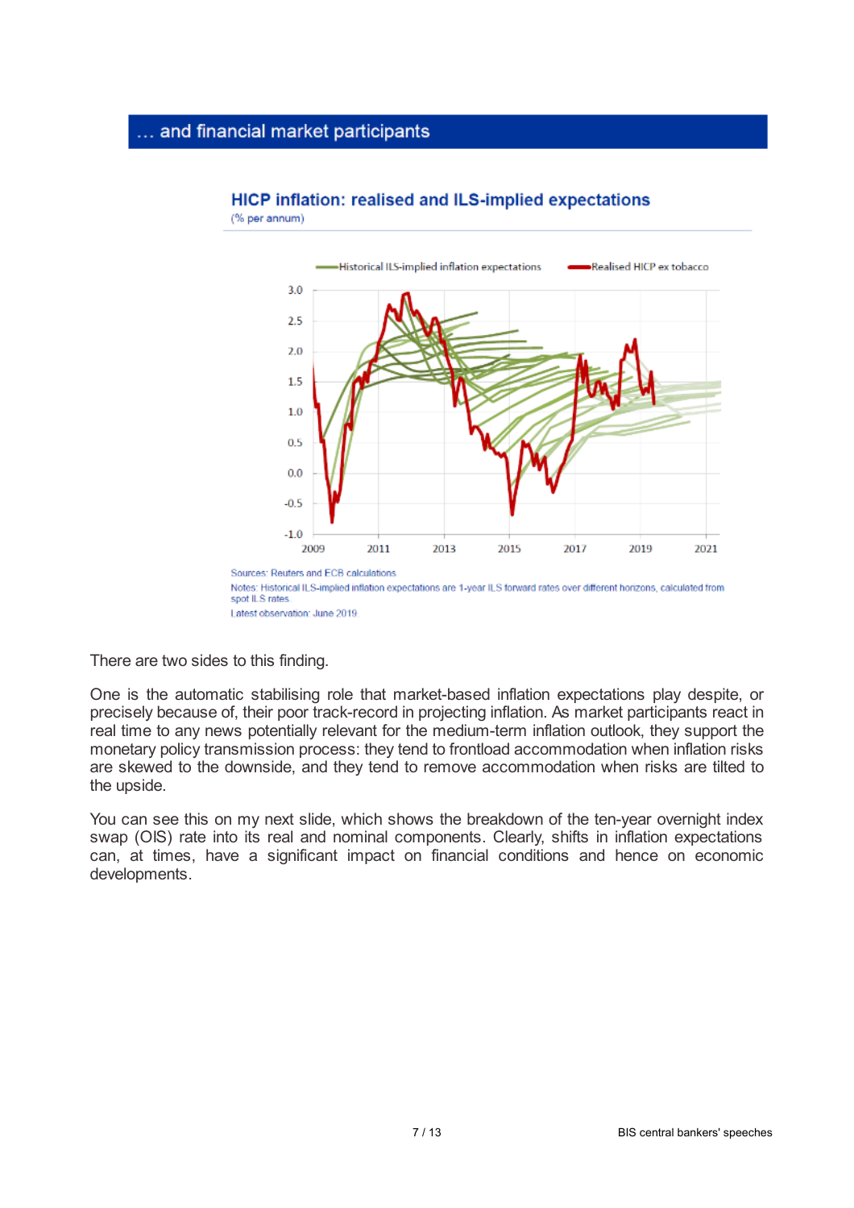## … and financial market participants

### HICP inflation: realised and ILS-implied expectations

(% per annum)

Sources: Reuters and ECB calculations

Notes: Historical ILS-implied inflation expectations are 1-year ILS forward rates over different horizons, calculated from spot ILS rates

Latest observation: June 2019

There are two sides to this finding.

One is the automatic stabilising role that market-based inflation expectations play despite, or precisely because of, their poor track-record in projecting inflation. As market participants react in real time to any news potentially relevant for the medium-term inflation outlook, they support the monetary policy transmission process: they tend to frontload accommodation when inflation risks are skewed to the downside, and they tend to remove accommodation when risks are tilted to the upside.

You can see this on my next slide, which shows the breakdown of the ten-year overnight index swap (OIS) rate into its real and nominal components. Clearly, shifts in inflation expectations can, at times, have a significant impact on financial conditions and hence on economic developments.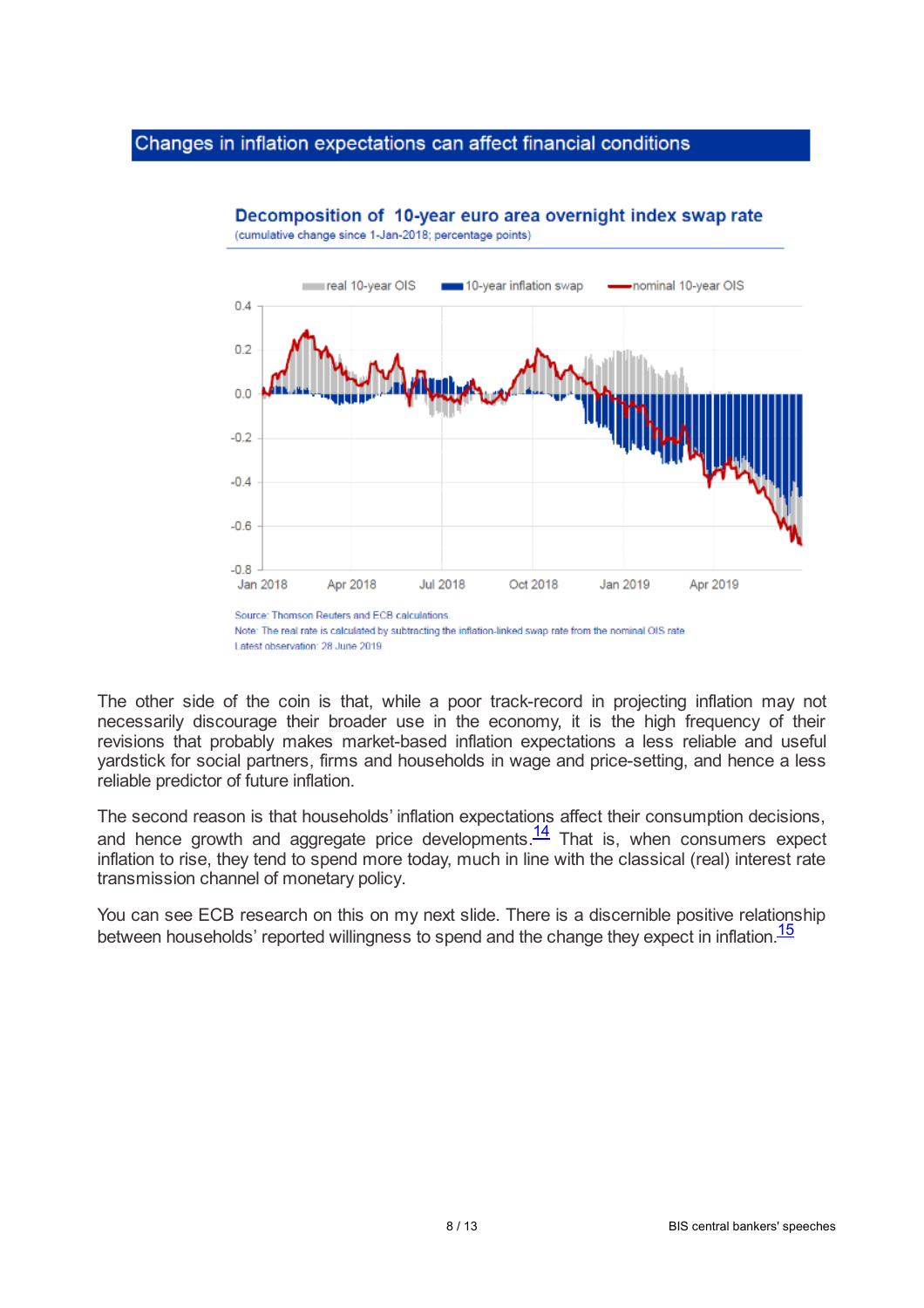## Changes in inflation expectations can affect financial conditions

**Decomposition of 10-year euro area overnight index swap rate**
(cumulative change since 1-Jan-2018; percentage points)

real 10-year OIS | 10-year inflation swap | nominal 10-year OIS

Source: Thomson Reuters and ECB calculations.
Note: The real rate is calculated by subtracting the inflation-linked swap rate from the nominal OIS rate.
Latest observation: 28 June 2019.

The other side of the coin is that, while a poor track-record in projecting inflation may not necessarily discourage their broader use in the economy, it is the high frequency of their revisions that probably makes market-based inflation expectations a less reliable and useful yardstick for social partners, firms and households in wage and price-setting, and hence a less reliable predictor of future inflation.

The second reason is that households' inflation expectations affect their consumption decisions, and hence growth and aggregate price developments.[14] That is, when consumers expect inflation to rise, they tend to spend more today, much in line with the classical (real) interest rate transmission channel of monetary policy.

You can see ECB research on this on my next slide. There is a discernible positive relationship between households' reported willingness to spend and the change they expect in inflation.[15]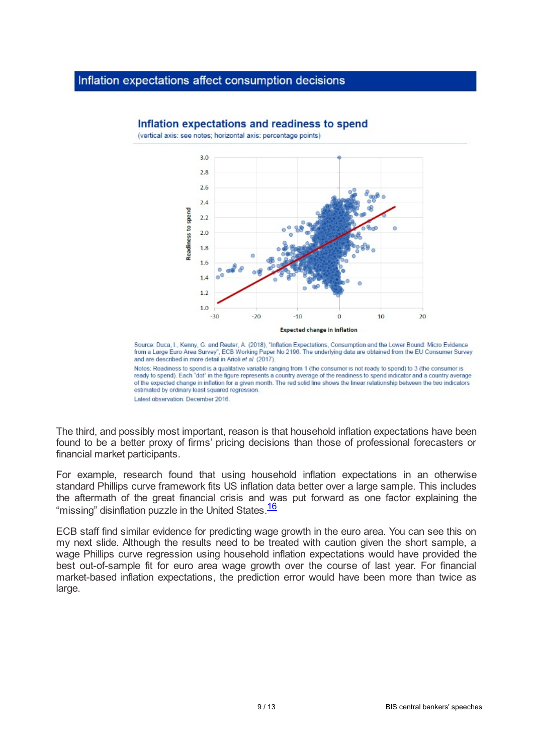## Inflation expectations affect consumption decisions

**Inflation expectations and readiness to spend**

(vertical axis: see notes; horizontal axis: percentage points)

Source: Duca, I., Kenny, G. and Reuter, A. (2018), "Inflation Expectations, Consumption and the Lower Bound: Micro Evidence from a Large Euro Area Survey", ECB Working Paper No 2196. The underlying data are obtained from the EU Consumer Survey and are described in more detail in Arioli *et al.* (2017).

Notes: Readiness to spend is a qualitative variable ranging from 1 (the consumer is not ready to spend) to 3 (the consumer is ready to spend). Each "dot" in the figure represents a country average of the readiness to spend indicator and a country average of the expected change in inflation for a given month. The red solid line shows the linear relationship between the two indicators estimated by ordinary least squared regression.

Latest observation: December 2016.

The third, and possibly most important, reason is that household inflation expectations have been found to be a better proxy of firms' pricing decisions than those of professional forecasters or financial market participants.

For example, research found that using household inflation expectations in an otherwise standard Phillips curve framework fits US inflation data better over a large sample. This includes the aftermath of the great financial crisis and was put forward as one factor explaining the "missing" disinflation puzzle in the United States.[16]

ECB staff find similar evidence for predicting wage growth in the euro area. You can see this on my next slide. Although the results need to be treated with caution given the short sample, a wage Phillips curve regression using household inflation expectations would have provided the best out-of-sample fit for euro area wage growth over the course of last year. For financial market-based inflation expectations, the prediction error would have been more than twice as large.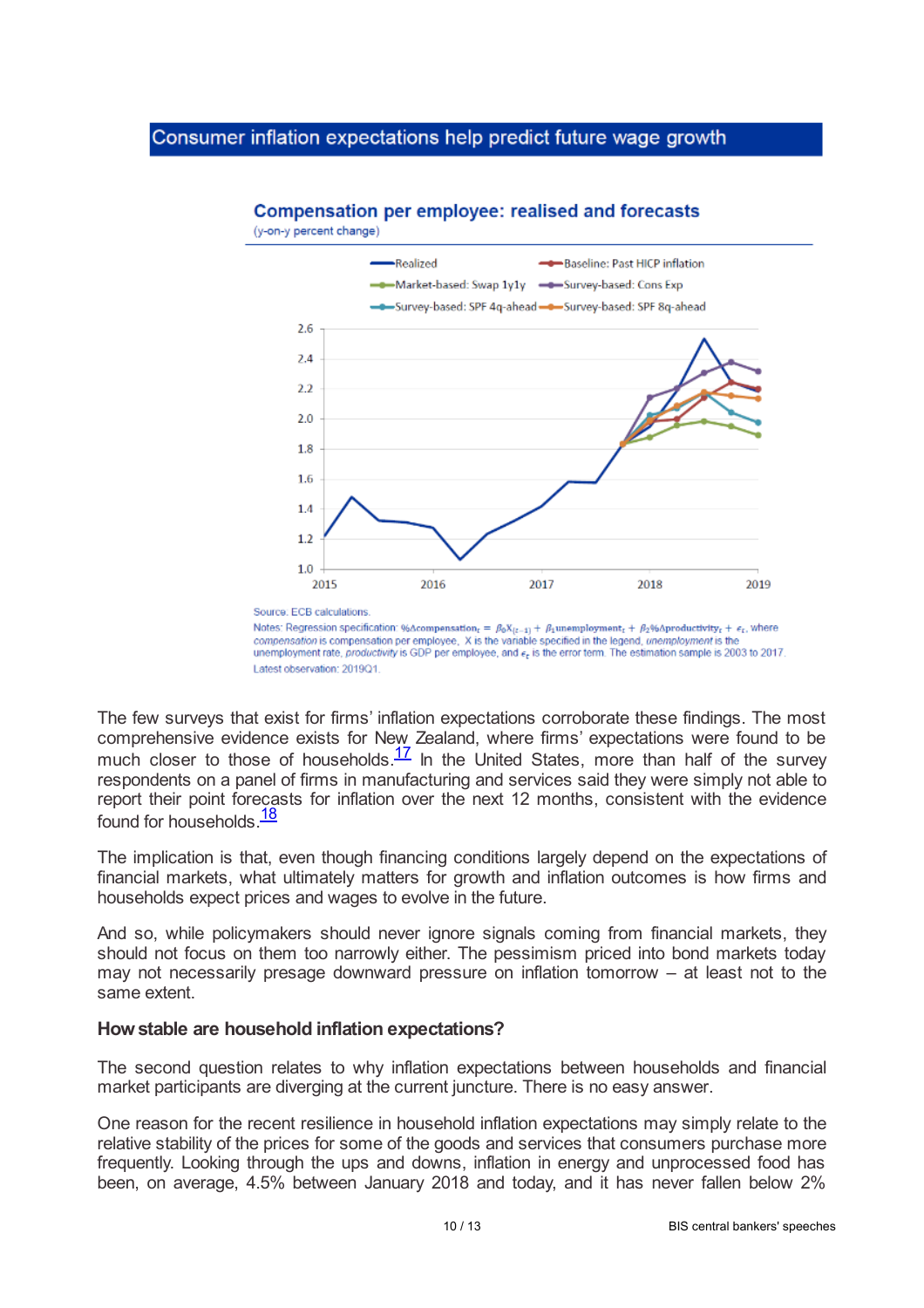Consumer inflation expectations help predict future wage growth

**Compensation per employee: realised and forecasts**

(y-on-y percent change)

Source: ECB calculations.

Notes: Regression specification: $\%\Delta compensation_t = \beta_0 X_{(t-1)} + \beta_1 unemployment_t + \beta_2 \%\Delta productivity_t + \epsilon_t$, where *compensation* is compensation per employee, X is the variable specified in the legend, *unemployment* is the unemployment rate, *productivity* is GDP per employee, and $\epsilon_t$ is the error term. The estimation sample is 2003 to 2017.

Latest observation: 2019Q1.

The few surveys that exist for firms' inflation expectations corroborate these findings. The most comprehensive evidence exists for New Zealand, where firms' expectations were found to be much closer to those of households.[17] In the United States, more than half of the survey respondents on a panel of firms in manufacturing and services said they were simply not able to report their point forecasts for inflation over the next 12 months, consistent with the evidence found for households.[18]

The implication is that, even though financing conditions largely depend on the expectations of financial markets, what ultimately matters for growth and inflation outcomes is how firms and households expect prices and wages to evolve in the future.

And so, while policymakers should never ignore signals coming from financial markets, they should not focus on them too narrowly either. The pessimism priced into bond markets today may not necessarily presage downward pressure on inflation tomorrow – at least not to the same extent.

**How stable are household inflation expectations?**

The second question relates to why inflation expectations between households and financial market participants are diverging at the current juncture. There is no easy answer.

One reason for the recent resilience in household inflation expectations may simply relate to the relative stability of the prices for some of the goods and services that consumers purchase more frequently. Looking through the ups and downs, inflation in energy and unprocessed food has been, on average, 4.5% between January 2018 and today, and it has never fallen below 2%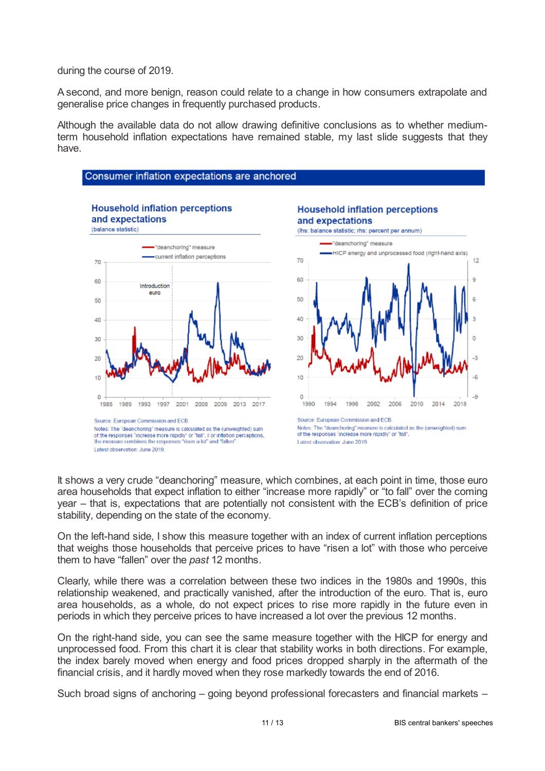during the course of 2019.

A second, and more benign, reason could relate to a change in how consumers extrapolate and generalise price changes in frequently purchased products.

Although the available data do not allow drawing definitive conclusions as to whether medium-term household inflation expectations have remained stable, my last slide suggests that they have.

**Consumer inflation expectations are anchored**

**Household inflation perceptions and expectations**
(balance statistic)

Source: European Commission and ECB.
Notes: The "deanchoring" measure is calculated as the (unweighted) sum of the responses "increase more rapidly" or "fall". For inflation perceptions, the measure combines the responses "risen a lot" and "fallen".
Latest observation: June 2019.

**Household inflation perceptions and expectations**
(lhs: balance statistic; rhs: percent per annum)

Source: European Commission and ECB.
Notes: The "deanchoring" measure is calculated as the (unweighted) sum of the responses "increase more rapidly" or "fall".
Latest observation: June 2019.

It shows a very crude "deanchoring" measure, which combines, at each point in time, those euro area households that expect inflation to either "increase more rapidly" or "to fall" over the coming year – that is, expectations that are potentially not consistent with the ECB's definition of price stability, depending on the state of the economy.

On the left-hand side, I show this measure together with an index of current inflation perceptions that weighs those households that perceive prices to have "risen a lot" with those who perceive them to have "fallen" over the *past* 12 months.

Clearly, while there was a correlation between these two indices in the 1980s and 1990s, this relationship weakened, and practically vanished, after the introduction of the euro. That is, euro area households, as a whole, do not expect prices to rise more rapidly in the future even in periods in which they perceive prices to have increased a lot over the previous 12 months.

On the right-hand side, you can see the same measure together with the HICP for energy and unprocessed food. From this chart it is clear that stability works in both directions. For example, the index barely moved when energy and food prices dropped sharply in the aftermath of the financial crisis, and it hardly moved when they rose markedly towards the end of 2016.

Such broad signs of anchoring – going beyond professional forecasters and financial markets –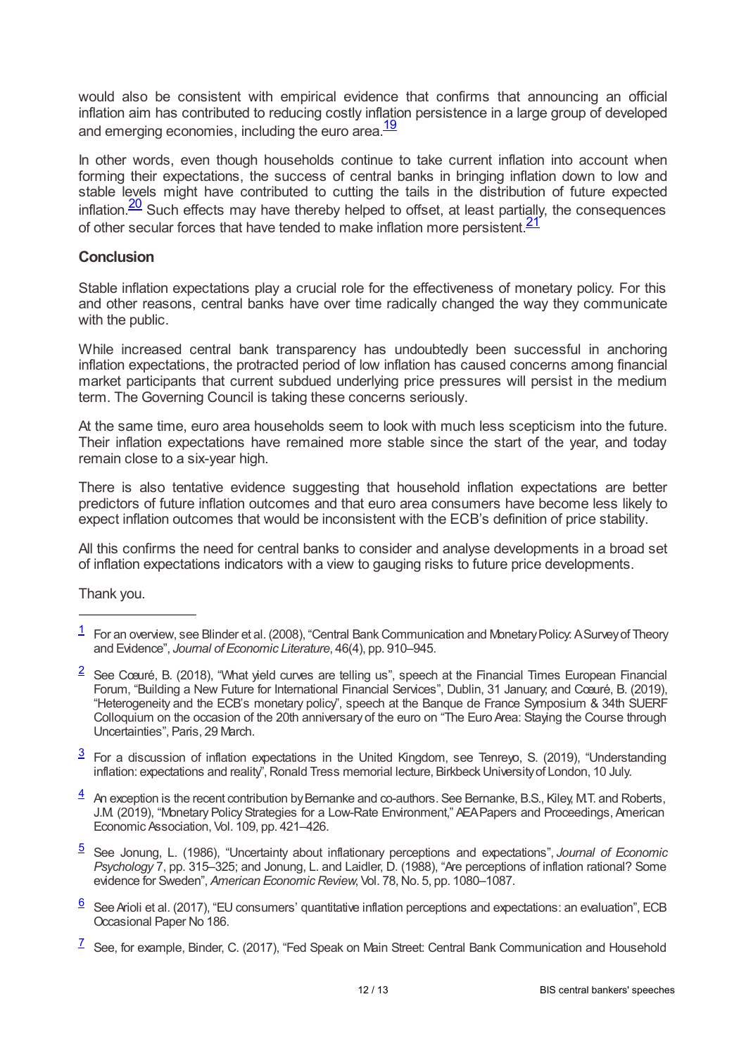would also be consistent with empirical evidence that confirms that announcing an official inflation aim has contributed to reducing costly inflation persistence in a large group of developed and emerging economies, including the euro area.[19]

In other words, even though households continue to take current inflation into account when forming their expectations, the success of central banks in bringing inflation down to low and stable levels might have contributed to cutting the tails in the distribution of future expected inflation.[20] Such effects may have thereby helped to offset, at least partially, the consequences of other secular forces that have tended to make inflation more persistent.[21]

## Conclusion

Stable inflation expectations play a crucial role for the effectiveness of monetary policy. For this and other reasons, central banks have over time radically changed the way they communicate with the public.

While increased central bank transparency has undoubtedly been successful in anchoring inflation expectations, the protracted period of low inflation has caused concerns among financial market participants that current subdued underlying price pressures will persist in the medium term. The Governing Council is taking these concerns seriously.

At the same time, euro area households seem to look with much less scepticism into the future. Their inflation expectations have remained more stable since the start of the year, and today remain close to a six-year high.

There is also tentative evidence suggesting that household inflation expectations are better predictors of future inflation outcomes and that euro area consumers have become less likely to expect inflation outcomes that would be inconsistent with the ECB's definition of price stability.

All this confirms the need for central banks to consider and analyse developments in a broad set of inflation expectations indicators with a view to gauging risks to future price developments.

Thank you.

---

1 For an overview, see Blinder et al. (2008), "Central Bank Communication and Monetary Policy: A Survey of Theory and Evidence", *Journal of Economic Literature*, 46(4), pp. 910–945.

2 See Cœuré, B. (2018), "What yield curves are telling us", speech at the Financial Times European Financial Forum, "Building a New Future for International Financial Services", Dublin, 31 January; and Cœuré, B. (2019), "Heterogeneity and the ECB's monetary policy", speech at the Banque de France Symposium & 34th SUERF Colloquium on the occasion of the 20th anniversary of the euro on "The Euro Area: Staying the Course through Uncertainties", Paris, 29 March.

3 For a discussion of inflation expectations in the United Kingdom, see Tenreyo, S. (2019), "Understanding inflation: expectations and reality", Ronald Tress memorial lecture, Birkbeck University of London, 10 July.

4 An exception is the recent contribution by Bernanke and co-authors. See Bernanke, B.S., Kiley, M.T. and Roberts, J.M. (2019), "Monetary Policy Strategies for a Low-Rate Environment," AEA Papers and Proceedings, American Economic Association, Vol. 109, pp. 421–426.

5 See Jonung, L. (1986), "Uncertainty about inflationary perceptions and expectations", *Journal of Economic Psychology* 7, pp. 315–325; and Jonung, L. and Laidler, D. (1988), "Are perceptions of inflation rational? Some evidence for Sweden", *American Economic Review*, Vol. 78, No. 5, pp. 1080–1087.

6 See Arioli et al. (2017), "EU consumers' quantitative inflation perceptions and expectations: an evaluation", ECB Occasional Paper No 186.

7 See, for example, Binder, C. (2017), "Fed Speak on Main Street: Central Bank Communication and Household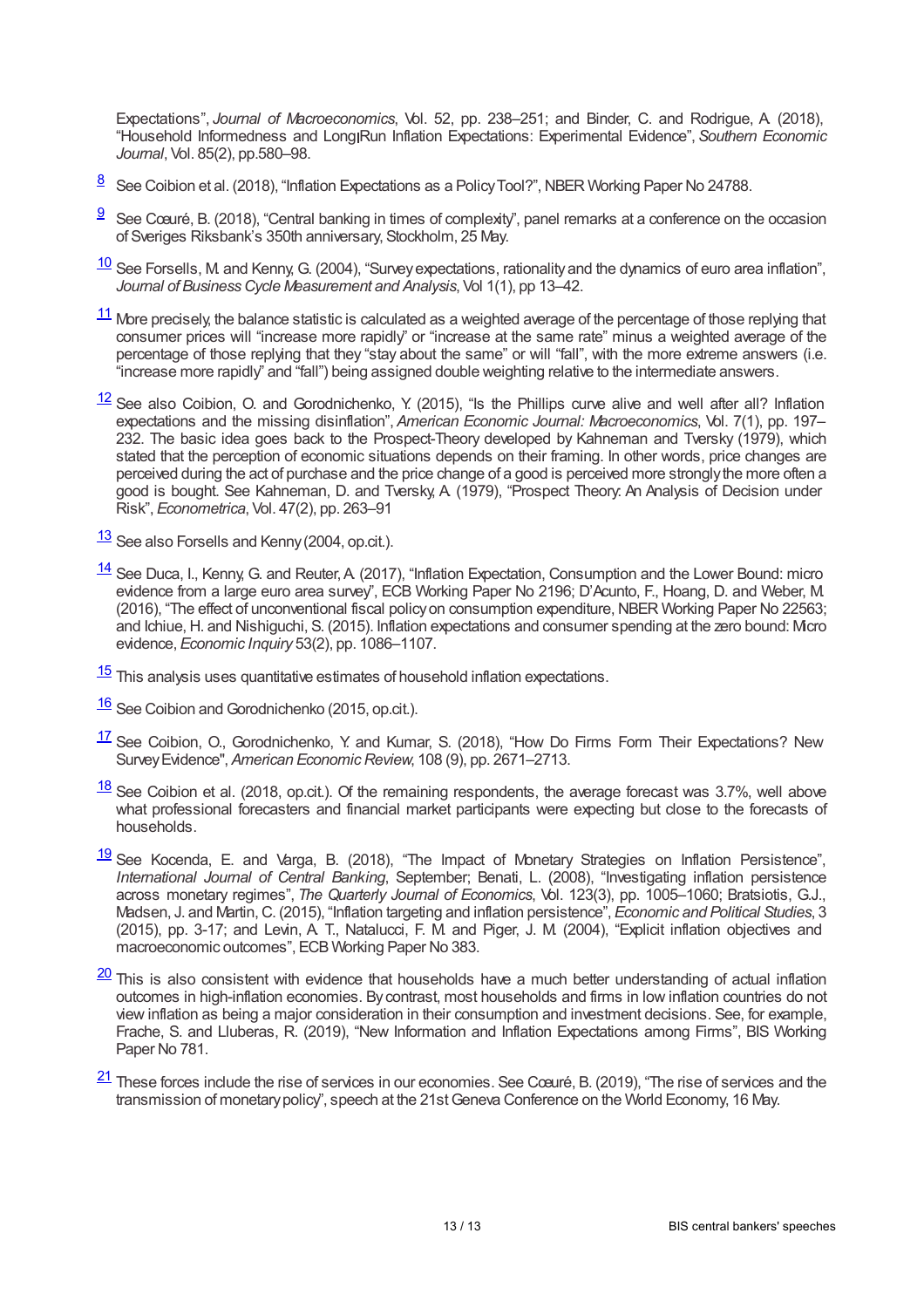Expectations", *Journal of Macroeconomics*, Vol. 52, pp. 238–251; and Binder, C. and Rodrigue, A. (2018), "Household Informedness and Long‐Run Inflation Expectations: Experimental Evidence", *Southern Economic Journal*, Vol. 85(2), pp.580–98.

[8] See Coibion et al. (2018), "Inflation Expectations as a Policy Tool?", NBER Working Paper No 24788.

[9] See Cœuré, B. (2018), "Central banking in times of complexity", panel remarks at a conference on the occasion of Sveriges Riksbank's 350th anniversary, Stockholm, 25 May.

[10] See Forsells, M. and Kenny, G. (2004), "Survey expectations, rationality and the dynamics of euro area inflation", *Journal of Business Cycle Measurement and Analysis*, Vol 1(1), pp 13–42.

[11] More precisely, the balance statistic is calculated as a weighted average of the percentage of those replying that consumer prices will "increase more rapidly" or "increase at the same rate" minus a weighted average of the percentage of those replying that they "stay about the same" or will "fall", with the more extreme answers (i.e. "increase more rapidly" and "fall") being assigned double weighting relative to the intermediate answers.

[12] See also Coibion, O. and Gorodnichenko, Y. (2015), "Is the Phillips curve alive and well after all? Inflation expectations and the missing disinflation", *American Economic Journal: Macroeconomics*, Vol. 7(1), pp. 197–232. The basic idea goes back to the Prospect-Theory developed by Kahneman and Tversky (1979), which stated that the perception of economic situations depends on their framing. In other words, price changes are perceived during the act of purchase and the price change of a good is perceived more strongly the more often a good is bought. See Kahneman, D. and Tversky, A. (1979), "Prospect Theory: An Analysis of Decision under Risk", *Econometrica*, Vol. 47(2), pp. 263–91

[13] See also Forsells and Kenny (2004, op.cit.).

[14] See Duca, I., Kenny, G. and Reuter, A. (2017), "Inflation Expectation, Consumption and the Lower Bound: micro evidence from a large euro area survey", ECB Working Paper No 2196; D'Acunto, F., Hoang, D. and Weber, M. (2016), "The effect of unconventional fiscal policy on consumption expenditure, NBER Working Paper No 22563; and Ichiue, H. and Nishiguchi, S. (2015). Inflation expectations and consumer spending at the zero bound: Micro evidence, *Economic Inquiry* 53(2), pp. 1086–1107.

[15] This analysis uses quantitative estimates of household inflation expectations.

[16] See Coibion and Gorodnichenko (2015, op.cit.).

[17] See Coibion, O., Gorodnichenko, Y. and Kumar, S. (2018), "How Do Firms Form Their Expectations? New Survey Evidence", *American Economic Review*, 108 (9), pp. 2671–2713.

[18] See Coibion et al. (2018, op.cit.). Of the remaining respondents, the average forecast was 3.7%, well above what professional forecasters and financial market participants were expecting but close to the forecasts of households.

[19] See Kocenda, E. and Varga, B. (2018), "The Impact of Monetary Strategies on Inflation Persistence", *International Journal of Central Banking*, September; Benati, L. (2008), "Investigating inflation persistence across monetary regimes", *The Quarterly Journal of Economics*, Vol. 123(3), pp. 1005–1060; Bratsiotis, G.J., Madsen, J. and Martin, C. (2015), "Inflation targeting and inflation persistence", *Economic and Political Studies*, 3 (2015), pp. 3-17; and Levin, A. T., Natalucci, F. M. and Piger, J. M. (2004), "Explicit inflation objectives and macroeconomic outcomes", ECB Working Paper No 383.

[20] This is also consistent with evidence that households have a much better understanding of actual inflation outcomes in high-inflation economies. By contrast, most households and firms in low inflation countries do not view inflation as being a major consideration in their consumption and investment decisions. See, for example, Frache, S. and Lluberas, R. (2019), "New Information and Inflation Expectations among Firms", BIS Working Paper No 781.

[21] These forces include the rise of services in our economies. See Cœuré, B. (2019), "The rise of services and the transmission of monetary policy", speech at the 21st Geneva Conference on the World Economy, 16 May.